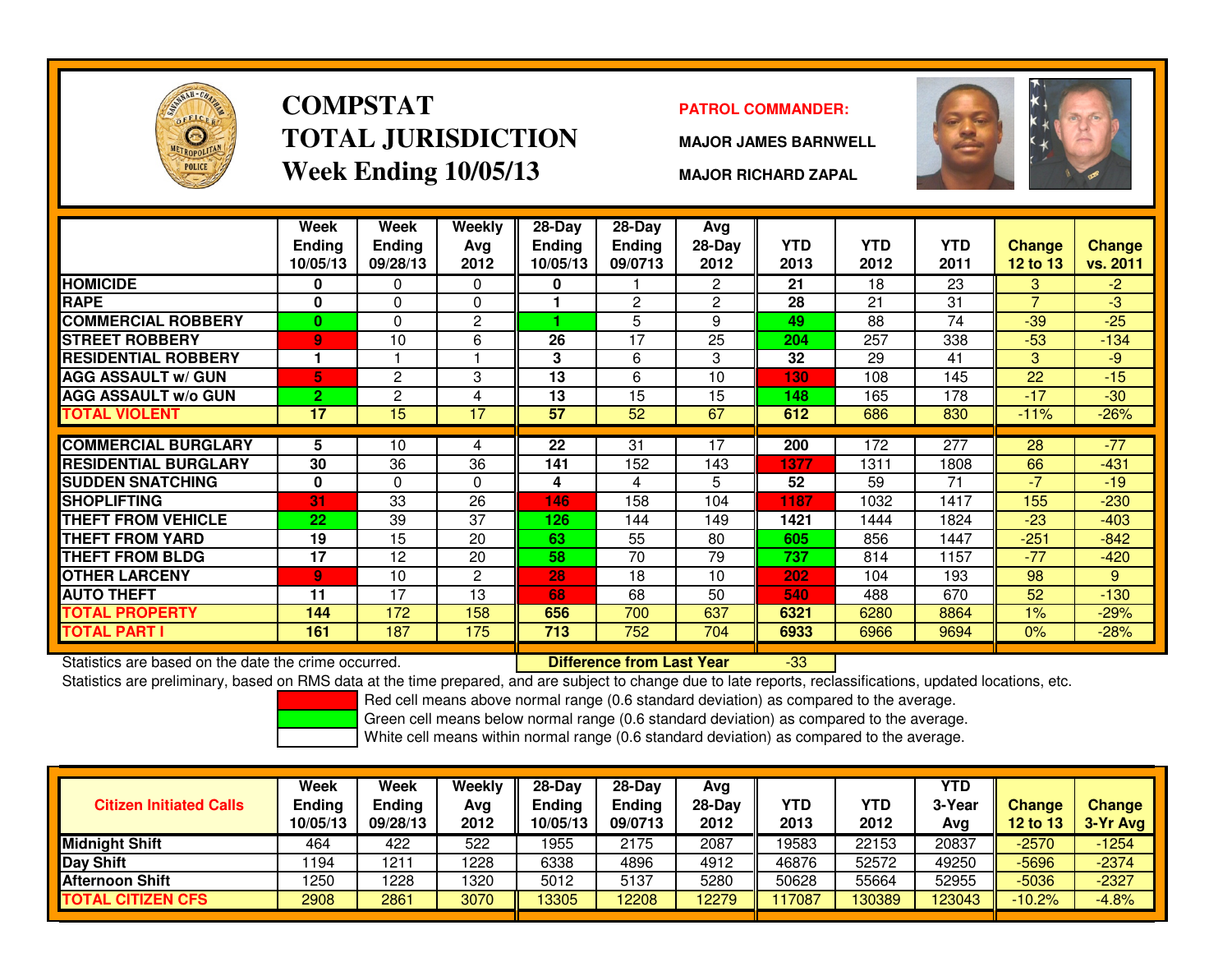# COMPSTAT
# TOTAL JURISDICTION
## Week Ending 10/05/13

**PATROL COMMANDER:**

**MAJOR JAMES BARNWELL**

**MAJOR RICHARD ZAPAL**

| | Week Ending 10/05/13 | Week Ending 09/28/13 | Weekly Avg 2012 | 28-Day Ending 10/05/13 | 28-Day Ending 09/0713 | Avg 28-Day 2012 | YTD 2013 | YTD 2012 | YTD 2011 | Change 12 to 13 | Change vs. 2011 |
|---|---|---|---|---|---|---|---|---|---|---|---|
| HOMICIDE | 0 | 0 | 0 | 0 | 1 | 2 | 21 | 18 | 23 | 3 | -2 |
| RAPE | 0 | 0 | 0 | 1 | 2 | 2 | 28 | 21 | 31 | 7 | -3 |
| COMMERCIAL ROBBERY | 0 | 0 | 2 | 1 | 5 | 9 | 49 | 88 | 74 | -39 | -25 |
| STREET ROBBERY | 9 | 10 | 6 | 26 | 17 | 25 | 204 | 257 | 338 | -53 | -134 |
| RESIDENTIAL ROBBERY | 1 | 1 | 1 | 3 | 6 | 3 | 32 | 29 | 41 | 3 | -9 |
| AGG ASSAULT w/ GUN | 5 | 2 | 3 | 13 | 6 | 10 | 130 | 108 | 145 | 22 | -15 |
| AGG ASSAULT w/o GUN | 2 | 2 | 4 | 13 | 15 | 15 | 148 | 165 | 178 | -17 | -30 |
| TOTAL VIOLENT | 17 | 15 | 17 | 57 | 52 | 67 | 612 | 686 | 830 | -11% | -26% |
| COMMERCIAL BURGLARY | 5 | 10 | 4 | 22 | 31 | 17 | 200 | 172 | 277 | 28 | -77 |
| RESIDENTIAL BURGLARY | 30 | 36 | 36 | 141 | 152 | 143 | 1377 | 1311 | 1808 | 66 | -431 |
| SUDDEN SNATCHING | 0 | 0 | 0 | 4 | 4 | 5 | 52 | 59 | 71 | -7 | -19 |
| SHOPLIFTING | 31 | 33 | 26 | 146 | 158 | 104 | 1187 | 1032 | 1417 | 155 | -230 |
| THEFT FROM VEHICLE | 22 | 39 | 37 | 126 | 144 | 149 | 1421 | 1444 | 1824 | -23 | -403 |
| THEFT FROM YARD | 19 | 15 | 20 | 63 | 55 | 80 | 605 | 856 | 1447 | -251 | -842 |
| THEFT FROM BLDG | 17 | 12 | 20 | 58 | 70 | 79 | 737 | 814 | 1157 | -77 | -420 |
| OTHER LARCENY | 9 | 10 | 2 | 28 | 18 | 10 | 202 | 104 | 193 | 98 | 9 |
| AUTO THEFT | 11 | 17 | 13 | 68 | 68 | 50 | 540 | 488 | 670 | 52 | -130 |
| TOTAL PROPERTY | 144 | 172 | 158 | 656 | 700 | 637 | 6321 | 6280 | 8864 | 1% | -29% |
| TOTAL PART I | 161 | 187 | 175 | 713 | 752 | 704 | 6933 | 6966 | 9694 | 0% | -28% |

Statistics are based on the date the crime occurred.

**Difference from Last Year** -33

Statistics are preliminary, based on RMS data at the time prepared, and are subject to change due to late reports, reclassifications, updated locations, etc.

Red cell means above normal range (0.6 standard deviation) as compared to the average.
Green cell means below normal range (0.6 standard deviation) as compared to the average.
White cell means within normal range (0.6 standard deviation) as compared to the average.

| Citizen Initiated Calls | Week Ending 10/05/13 | Week Ending 09/28/13 | Weekly Avg 2012 | 28-Day Ending 10/05/13 | 28-Day Ending 09/0713 | Avg 28-Day 2012 | YTD 2013 | YTD 2012 | YTD 3-Year Avg | Change 12 to 13 | Change 3-Yr Avg |
|---|---|---|---|---|---|---|---|---|---|---|---|
| Midnight Shift | 464 | 422 | 522 | 1955 | 2175 | 2087 | 19583 | 22153 | 20837 | -2570 | -1254 |
| Day Shift | 1194 | 1211 | 1228 | 6338 | 4896 | 4912 | 46876 | 52572 | 49250 | -5696 | -2374 |
| Afternoon Shift | 1250 | 1228 | 1320 | 5012 | 5137 | 5280 | 50628 | 55664 | 52955 | -5036 | -2327 |
| TOTAL CITIZEN CFS | 2908 | 2861 | 3070 | 13305 | 12208 | 12279 | 117087 | 130389 | 123043 | -10.2% | -4.8% |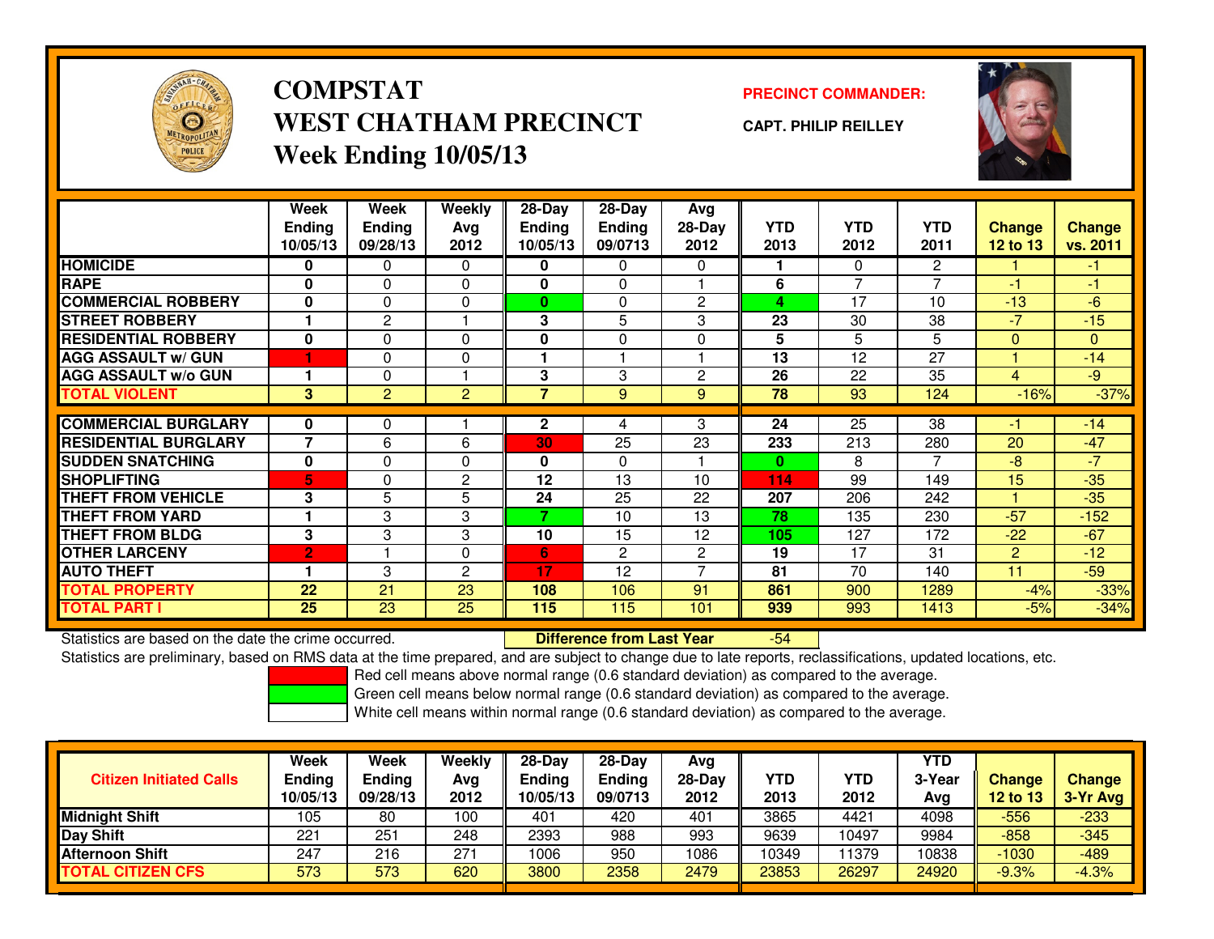# COMPSTAT
# WEST CHATHAM PRECINCT
## Week Ending 10/05/13

**PRECINCT COMMANDER:**

**CAPT. PHILIP REILLEY**

| | Week Ending 10/05/13 | Week Ending 09/28/13 | Weekly Avg 2012 | 28-Day Ending 10/05/13 | 28-Day Ending 09/0713 | Avg 28-Day 2012 | YTD 2013 | YTD 2012 | YTD 2011 | Change 12 to 13 | Change vs. 2011 |
|---|---|---|---|---|---|---|---|---|---|---|---|
| HOMICIDE | 0 | 0 | 0 | 0 | 0 | 0 | 1 | 0 | 2 | 1 | -1 |
| RAPE | 0 | 0 | 0 | 0 | 0 | 1 | 6 | 7 | 7 | -1 | -1 |
| COMMERCIAL ROBBERY | 0 | 0 | 0 | 0 | 0 | 2 | 4 | 17 | 10 | -13 | -6 |
| STREET ROBBERY | 1 | 2 | 1 | 3 | 5 | 3 | 23 | 30 | 38 | -7 | -15 |
| RESIDENTIAL ROBBERY | 0 | 0 | 0 | 0 | 0 | 0 | 5 | 5 | 5 | 0 | 0 |
| AGG ASSAULT w/ GUN | 1 | 0 | 0 | 1 | 1 | 1 | 13 | 12 | 27 | 1 | -14 |
| AGG ASSAULT w/o GUN | 1 | 0 | 1 | 3 | 3 | 2 | 26 | 22 | 35 | 4 | -9 |
| TOTAL VIOLENT | 3 | 2 | 2 | 7 | 9 | 9 | 78 | 93 | 124 | -16% | -37% |
| COMMERCIAL BURGLARY | 0 | 0 | 1 | 2 | 4 | 3 | 24 | 25 | 38 | -1 | -14 |
| RESIDENTIAL BURGLARY | 7 | 6 | 6 | 30 | 25 | 23 | 233 | 213 | 280 | 20 | -47 |
| SUDDEN SNATCHING | 0 | 0 | 0 | 0 | 0 | 1 | 0 | 8 | 7 | -8 | -7 |
| SHOPLIFTING | 5 | 0 | 2 | 12 | 13 | 10 | 114 | 99 | 149 | 15 | -35 |
| THEFT FROM VEHICLE | 3 | 5 | 5 | 24 | 25 | 22 | 207 | 206 | 242 | 1 | -35 |
| THEFT FROM YARD | 1 | 3 | 3 | 7 | 10 | 13 | 78 | 135 | 230 | -57 | -152 |
| THEFT FROM BLDG | 3 | 3 | 3 | 10 | 15 | 12 | 105 | 127 | 172 | -22 | -67 |
| OTHER LARCENY | 2 | 1 | 0 | 6 | 2 | 2 | 19 | 17 | 31 | 2 | -12 |
| AUTO THEFT | 1 | 3 | 2 | 17 | 12 | 7 | 81 | 70 | 140 | 11 | -59 |
| TOTAL PROPERTY | 22 | 21 | 23 | 108 | 106 | 91 | 861 | 900 | 1289 | -4% | -33% |
| TOTAL PART I | 25 | 23 | 25 | 115 | 115 | 101 | 939 | 993 | 1413 | -5% | -34% |

Statistics are based on the date the crime occurred. **Difference from Last Year** -54

Statistics are preliminary, based on RMS data at the time prepared, and are subject to change due to late reports, reclassifications, updated locations, etc.

Red cell means above normal range (0.6 standard deviation) as compared to the average.

Green cell means below normal range (0.6 standard deviation) as compared to the average.

White cell means within normal range (0.6 standard deviation) as compared to the average.

| Citizen Initiated Calls | Week Ending 10/05/13 | Week Ending 09/28/13 | Weekly Avg 2012 | 28-Day Ending 10/05/13 | 28-Day Ending 09/0713 | Avg 28-Day 2012 | YTD 2013 | YTD 2012 | YTD 3-Year Avg | Change 12 to 13 | Change 3-Yr Avg |
|---|---|---|---|---|---|---|---|---|---|---|---|
| Midnight Shift | 105 | 80 | 100 | 401 | 420 | 401 | 3865 | 4421 | 4098 | -556 | -233 |
| Day Shift | 221 | 251 | 248 | 2393 | 988 | 993 | 9639 | 10497 | 9984 | -858 | -345 |
| Afternoon Shift | 247 | 216 | 271 | 1006 | 950 | 1086 | 10349 | 11379 | 10838 | -1030 | -489 |
| TOTAL CITIZEN CFS | 573 | 573 | 620 | 3800 | 2358 | 2479 | 23853 | 26297 | 24920 | -9.3% | -4.3% |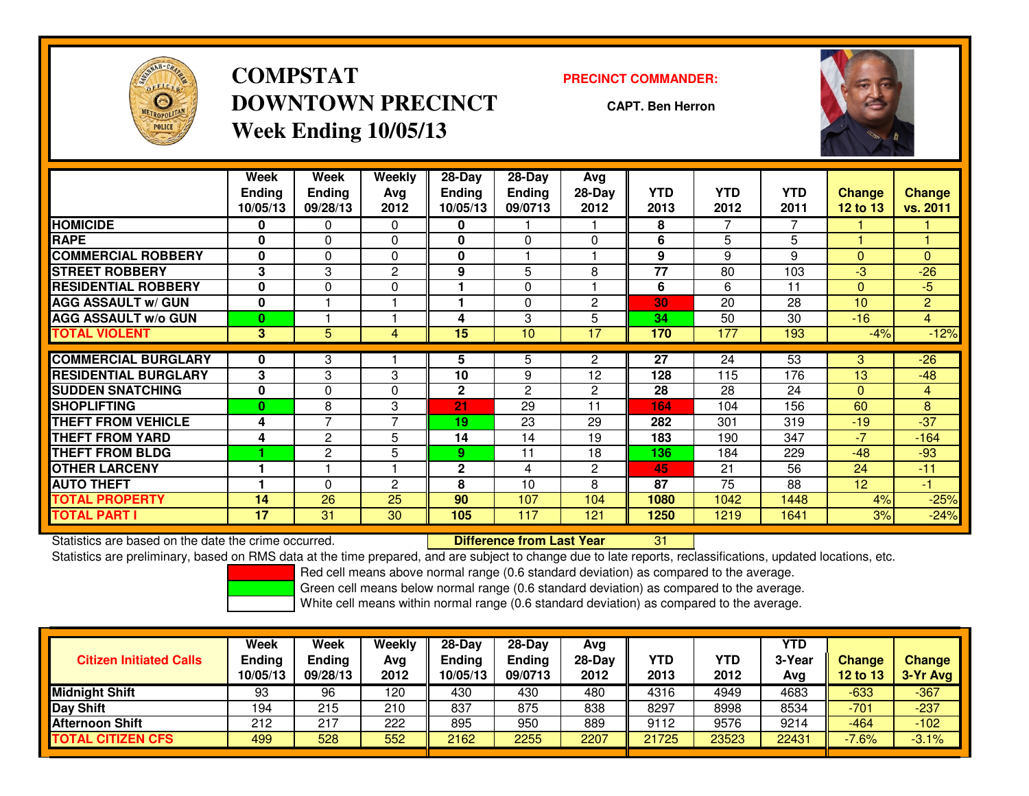# COMPSTAT
# DOWNTOWN PRECINCT
## Week Ending 10/05/13

**PRECINCT COMMANDER:**

**CAPT. Ben Herron**

| | Week Ending 10/05/13 | Week Ending 09/28/13 | Weekly Avg 2012 | 28-Day Ending 10/05/13 | 28-Day Ending 09/0713 | Avg 28-Day 2012 | YTD 2013 | YTD 2012 | YTD 2011 | Change 12 to 13 | Change vs. 2011 |
|---|---|---|---|---|---|---|---|---|---|---|---|
| **HOMICIDE** | 0 | 0 | 0 | 0 | 1 | 1 | 8 | 7 | 7 | 1 | 1 |
| **RAPE** | 0 | 0 | 0 | 0 | 0 | 0 | 6 | 5 | 5 | 1 | 1 |
| **COMMERCIAL ROBBERY** | 0 | 0 | 0 | 0 | 1 | 1 | 9 | 9 | 9 | 0 | 0 |
| **STREET ROBBERY** | 3 | 3 | 2 | 9 | 5 | 8 | 77 | 80 | 103 | -3 | -26 |
| **RESIDENTIAL ROBBERY** | 0 | 0 | 0 | 1 | 0 | 1 | 6 | 6 | 11 | 0 | -5 |
| **AGG ASSAULT w/ GUN** | 0 | 1 | 1 | 1 | 0 | 2 | 30 | 20 | 28 | 10 | 2 |
| **AGG ASSAULT w/o GUN** | 0 | 1 | 1 | 4 | 3 | 5 | 34 | 50 | 30 | -16 | 4 |
| **TOTAL VIOLENT** | 3 | 5 | 4 | 15 | 10 | 17 | 170 | 177 | 193 | -4% | -12% |
| **COMMERCIAL BURGLARY** | 0 | 3 | 1 | 5 | 5 | 2 | 27 | 24 | 53 | 3 | -26 |
| **RESIDENTIAL BURGLARY** | 3 | 3 | 3 | 10 | 9 | 12 | 128 | 115 | 176 | 13 | -48 |
| **SUDDEN SNATCHING** | 0 | 0 | 0 | 2 | 2 | 2 | 28 | 28 | 24 | 0 | 4 |
| **SHOPLIFTING** | 0 | 8 | 3 | 21 | 29 | 11 | 164 | 104 | 156 | 60 | 8 |
| **THEFT FROM VEHICLE** | 4 | 7 | 7 | 19 | 23 | 29 | 282 | 301 | 319 | -19 | -37 |
| **THEFT FROM YARD** | 4 | 2 | 5 | 14 | 14 | 19 | 183 | 190 | 347 | -7 | -164 |
| **THEFT FROM BLDG** | 1 | 2 | 5 | 9 | 11 | 18 | 136 | 184 | 229 | -48 | -93 |
| **OTHER LARCENY** | 1 | 1 | 1 | 2 | 4 | 2 | 45 | 21 | 56 | 24 | -11 |
| **AUTO THEFT** | 1 | 0 | 2 | 8 | 10 | 8 | 87 | 75 | 88 | 12 | -1 |
| **TOTAL PROPERTY** | 14 | 26 | 25 | 90 | 107 | 104 | 1080 | 1042 | 1448 | 4% | -25% |
| **TOTAL PART I** | 17 | 31 | 30 | 105 | 117 | 121 | 1250 | 1219 | 1641 | 3% | -24% |

Statistics are based on the date the crime occurred. **Difference from Last Year** 31

Statistics are preliminary, based on RMS data at the time prepared, and are subject to change due to late reports, reclassifications, updated locations, etc.

Red cell means above normal range (0.6 standard deviation) as compared to the average.

Green cell means below normal range (0.6 standard deviation) as compared to the average.

White cell means within normal range (0.6 standard deviation) as compared to the average.

| Citizen Initiated Calls | Week Ending 10/05/13 | Week Ending 09/28/13 | Weekly Avg 2012 | 28-Day Ending 10/05/13 | 28-Day Ending 09/0713 | Avg 28-Day 2012 | YTD 2013 | YTD 2012 | YTD 3-Year Avg | Change 12 to 13 | Change 3-Yr Avg |
|---|---|---|---|---|---|---|---|---|---|---|---|
| **Midnight Shift** | 93 | 96 | 120 | 430 | 430 | 480 | 4316 | 4949 | 4683 | -633 | -367 |
| **Day Shift** | 194 | 215 | 210 | 837 | 875 | 838 | 8297 | 8998 | 8534 | -701 | -237 |
| **Afternoon Shift** | 212 | 217 | 222 | 895 | 950 | 889 | 9112 | 9576 | 9214 | -464 | -102 |
| **TOTAL CITIZEN CFS** | 499 | 528 | 552 | 2162 | 2255 | 2207 | 21725 | 23523 | 22431 | -7.6% | -3.1% |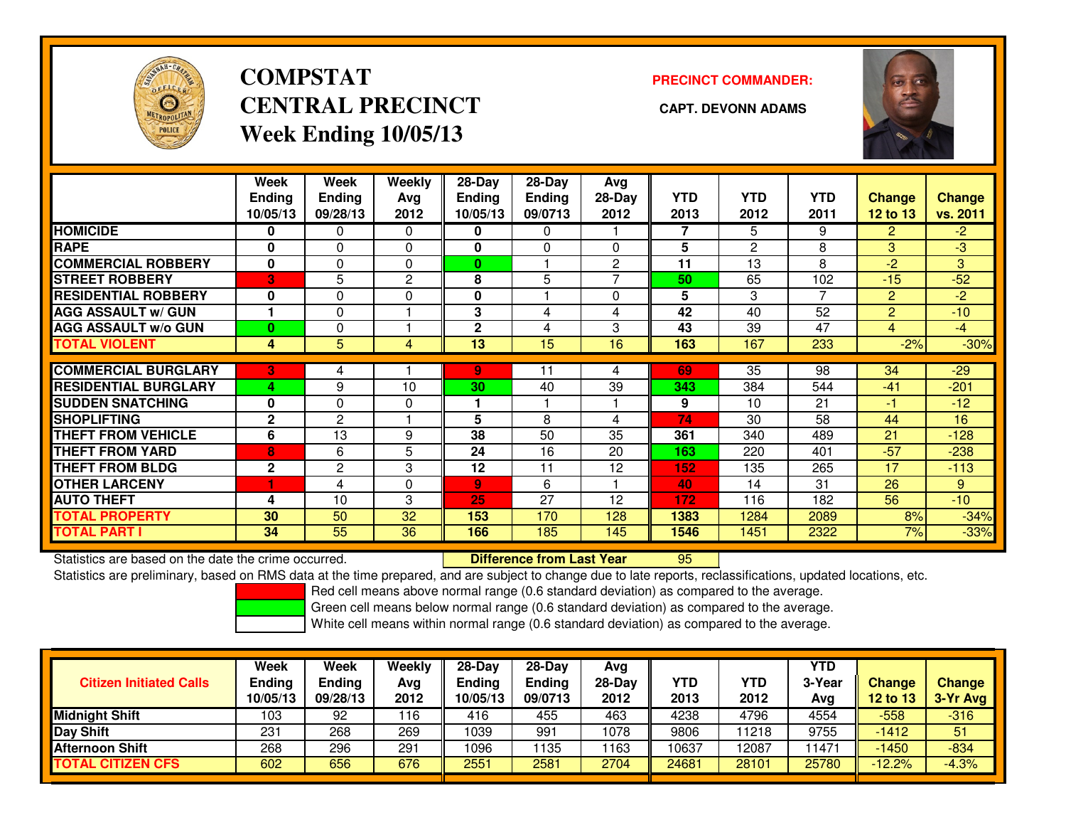# COMPSTAT
# CENTRAL PRECINCT
## Week Ending 10/05/13

**PRECINCT COMMANDER:**

**CAPT. DEVONN ADAMS**

| | Week Ending 10/05/13 | Week Ending 09/28/13 | Weekly Avg 2012 | 28-Day Ending 10/05/13 | 28-Day Ending 09/0713 | Avg 28-Day 2012 | YTD 2013 | YTD 2012 | YTD 2011 | Change 12 to 13 | Change vs. 2011 |
|---|---|---|---|---|---|---|---|---|---|---|---|
| HOMICIDE | 0 | 0 | 0 | 0 | 0 | 1 | 7 | 5 | 9 | 2 | -2 |
| RAPE | 0 | 0 | 0 | 0 | 0 | 0 | 5 | 2 | 8 | 3 | -3 |
| COMMERCIAL ROBBERY | 0 | 0 | 0 | 0 | 1 | 2 | 11 | 13 | 8 | -2 | 3 |
| STREET ROBBERY | 3 | 5 | 2 | 8 | 5 | 7 | 50 | 65 | 102 | -15 | -52 |
| RESIDENTIAL ROBBERY | 0 | 0 | 0 | 0 | 1 | 0 | 5 | 3 | 7 | 2 | -2 |
| AGG ASSAULT w/ GUN | 1 | 0 | 1 | 3 | 4 | 4 | 42 | 40 | 52 | 2 | -10 |
| AGG ASSAULT w/o GUN | 0 | 0 | 1 | 2 | 4 | 3 | 43 | 39 | 47 | 4 | -4 |
| TOTAL VIOLENT | 4 | 5 | 4 | 13 | 15 | 16 | 163 | 167 | 233 | -2% | -30% |
| COMMERCIAL BURGLARY | 3 | 4 | 1 | 9 | 11 | 4 | 69 | 35 | 98 | 34 | -29 |
| RESIDENTIAL BURGLARY | 4 | 9 | 10 | 30 | 40 | 39 | 343 | 384 | 544 | -41 | -201 |
| SUDDEN SNATCHING | 0 | 0 | 0 | 1 | 1 | 1 | 9 | 10 | 21 | -1 | -12 |
| SHOPLIFTING | 2 | 2 | 1 | 5 | 8 | 4 | 74 | 30 | 58 | 44 | 16 |
| THEFT FROM VEHICLE | 6 | 13 | 9 | 38 | 50 | 35 | 361 | 340 | 489 | 21 | -128 |
| THEFT FROM YARD | 8 | 6 | 5 | 24 | 16 | 20 | 163 | 220 | 401 | -57 | -238 |
| THEFT FROM BLDG | 2 | 2 | 3 | 12 | 11 | 12 | 152 | 135 | 265 | 17 | -113 |
| OTHER LARCENY | 1 | 4 | 0 | 9 | 6 | 1 | 40 | 14 | 31 | 26 | 9 |
| AUTO THEFT | 4 | 10 | 3 | 25 | 27 | 12 | 172 | 116 | 182 | 56 | -10 |
| TOTAL PROPERTY | 30 | 50 | 32 | 153 | 170 | 128 | 1383 | 1284 | 2089 | 8% | -34% |
| TOTAL PART I | 34 | 55 | 36 | 166 | 185 | 145 | 1546 | 1451 | 2322 | 7% | -33% |

Statistics are based on the date the crime occurred. **Difference from Last Year** 95

Statistics are preliminary, based on RMS data at the time prepared, and are subject to change due to late reports, reclassifications, updated locations, etc.

Red cell means above normal range (0.6 standard deviation) as compared to the average.
Green cell means below normal range (0.6 standard deviation) as compared to the average.
White cell means within normal range (0.6 standard deviation) as compared to the average.

| Citizen Initiated Calls | Week Ending 10/05/13 | Week Ending 09/28/13 | Weekly Avg 2012 | 28-Day Ending 10/05/13 | 28-Day Ending 09/0713 | Avg 28-Day 2012 | YTD 2013 | YTD 2012 | YTD 3-Year Avg | Change 12 to 13 | Change 3-Yr Avg |
|---|---|---|---|---|---|---|---|---|---|---|---|
| Midnight Shift | 103 | 92 | 116 | 416 | 455 | 463 | 4238 | 4796 | 4554 | -558 | -316 |
| Day Shift | 231 | 268 | 269 | 1039 | 991 | 1078 | 9806 | 11218 | 9755 | -1412 | 51 |
| Afternoon Shift | 268 | 296 | 291 | 1096 | 1135 | 1163 | 10637 | 12087 | 11471 | -1450 | -834 |
| TOTAL CITIZEN CFS | 602 | 656 | 676 | 2551 | 2581 | 2704 | 24681 | 28101 | 25780 | -12.2% | -4.3% |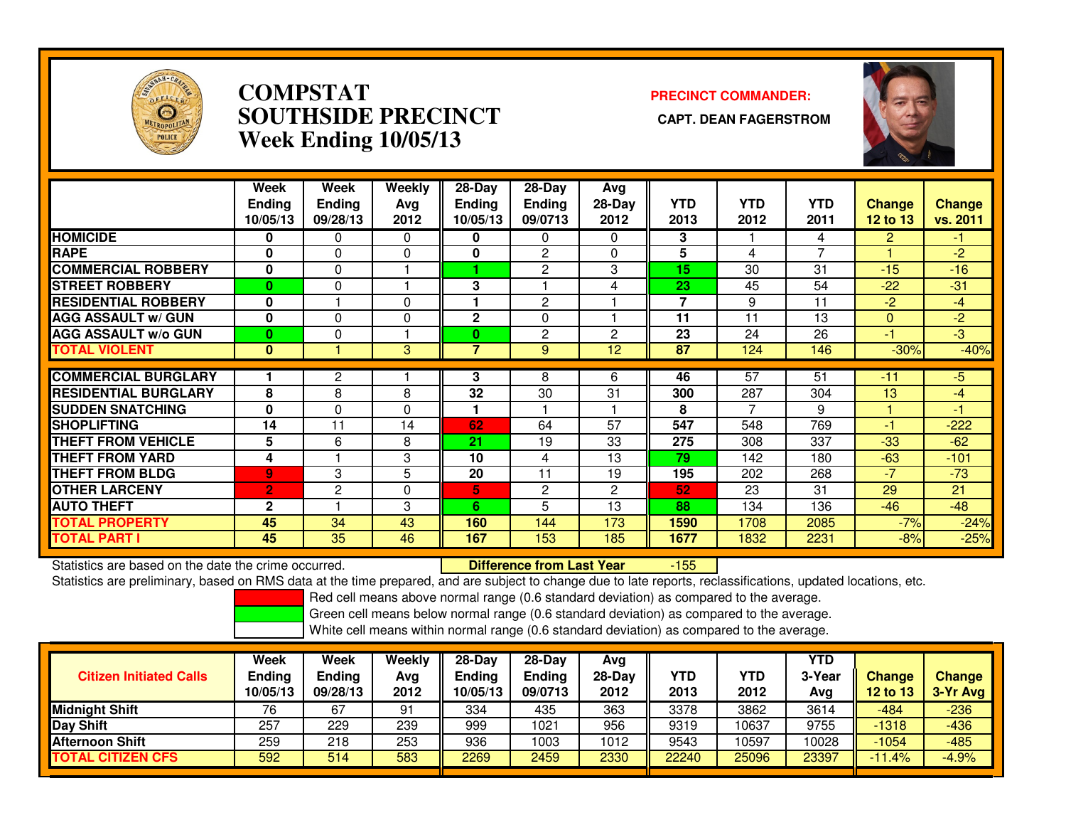# COMPSTAT
# SOUTHSIDE PRECINCT
# Week Ending 10/05/13

**PRECINCT COMMANDER:**

**CAPT. DEAN FAGERSTROM**

| | Week Ending 10/05/13 | Week Ending 09/28/13 | Weekly Avg 2012 | 28-Day Ending 10/05/13 | 28-Day Ending 09/0713 | Avg 28-Day 2012 | YTD 2013 | YTD 2012 | YTD 2011 | Change 12 to 13 | Change vs. 2011 |
|---|---|---|---|---|---|---|---|---|---|---|---|
| HOMICIDE | 0 | 0 | 0 | 0 | 0 | 0 | 3 | 1 | 4 | 2 | -1 |
| RAPE | 0 | 0 | 0 | 0 | 2 | 0 | 5 | 4 | 7 | 1 | -2 |
| COMMERCIAL ROBBERY | 0 | 0 | 1 | 1 | 2 | 3 | 15 | 30 | 31 | -15 | -16 |
| STREET ROBBERY | 0 | 0 | 1 | 3 | 1 | 4 | 23 | 45 | 54 | -22 | -31 |
| RESIDENTIAL ROBBERY | 0 | 1 | 0 | 1 | 2 | 1 | 7 | 9 | 11 | -2 | -4 |
| AGG ASSAULT w/ GUN | 0 | 0 | 0 | 2 | 0 | 1 | 11 | 11 | 13 | 0 | -2 |
| AGG ASSAULT w/o GUN | 0 | 0 | 1 | 0 | 2 | 2 | 23 | 24 | 26 | -1 | -3 |
| TOTAL VIOLENT | 0 | 1 | 3 | 7 | 9 | 12 | 87 | 124 | 146 | -30% | -40% |
| COMMERCIAL BURGLARY | 1 | 2 | 1 | 3 | 8 | 6 | 46 | 57 | 51 | -11 | -5 |
| RESIDENTIAL BURGLARY | 8 | 8 | 8 | 32 | 30 | 31 | 300 | 287 | 304 | 13 | -4 |
| SUDDEN SNATCHING | 0 | 0 | 0 | 1 | 1 | 1 | 8 | 7 | 9 | 1 | -1 |
| SHOPLIFTING | 14 | 11 | 14 | 62 | 64 | 57 | 547 | 548 | 769 | -1 | -222 |
| THEFT FROM VEHICLE | 5 | 6 | 8 | 21 | 19 | 33 | 275 | 308 | 337 | -33 | -62 |
| THEFT FROM YARD | 4 | 1 | 3 | 10 | 4 | 13 | 79 | 142 | 180 | -63 | -101 |
| THEFT FROM BLDG | 9 | 3 | 5 | 20 | 11 | 19 | 195 | 202 | 268 | -7 | -73 |
| OTHER LARCENY | 2 | 2 | 0 | 5 | 2 | 2 | 52 | 23 | 31 | 29 | 21 |
| AUTO THEFT | 2 | 1 | 3 | 6 | 5 | 13 | 88 | 134 | 136 | -46 | -48 |
| TOTAL PROPERTY | 45 | 34 | 43 | 160 | 144 | 173 | 1590 | 1708 | 2085 | -7% | -24% |
| TOTAL PART I | 45 | 35 | 46 | 167 | 153 | 185 | 1677 | 1832 | 2231 | -8% | -25% |

Statistics are based on the date the crime occurred. **Difference from Last Year** -155

Statistics are preliminary, based on RMS data at the time prepared, and are subject to change due to late reports, reclassifications, updated locations, etc.

Red cell means above normal range (0.6 standard deviation) as compared to the average.
Green cell means below normal range (0.6 standard deviation) as compared to the average.
White cell means within normal range (0.6 standard deviation) as compared to the average.

| Citizen Initiated Calls | Week Ending 10/05/13 | Week Ending 09/28/13 | Weekly Avg 2012 | 28-Day Ending 10/05/13 | 28-Day Ending 09/0713 | Avg 28-Day 2012 | YTD 2013 | YTD 2012 | YTD 3-Year Avg | Change 12 to 13 | Change 3-Yr Avg |
|---|---|---|---|---|---|---|---|---|---|---|---|
| Midnight Shift | 76 | 67 | 91 | 334 | 435 | 363 | 3378 | 3862 | 3614 | -484 | -236 |
| Day Shift | 257 | 229 | 239 | 999 | 1021 | 956 | 9319 | 10637 | 9755 | -1318 | -436 |
| Afternoon Shift | 259 | 218 | 253 | 936 | 1003 | 1012 | 9543 | 10597 | 10028 | -1054 | -485 |
| TOTAL CITIZEN CFS | 592 | 514 | 583 | 2269 | 2459 | 2330 | 22240 | 25096 | 23397 | -11.4% | -4.9% |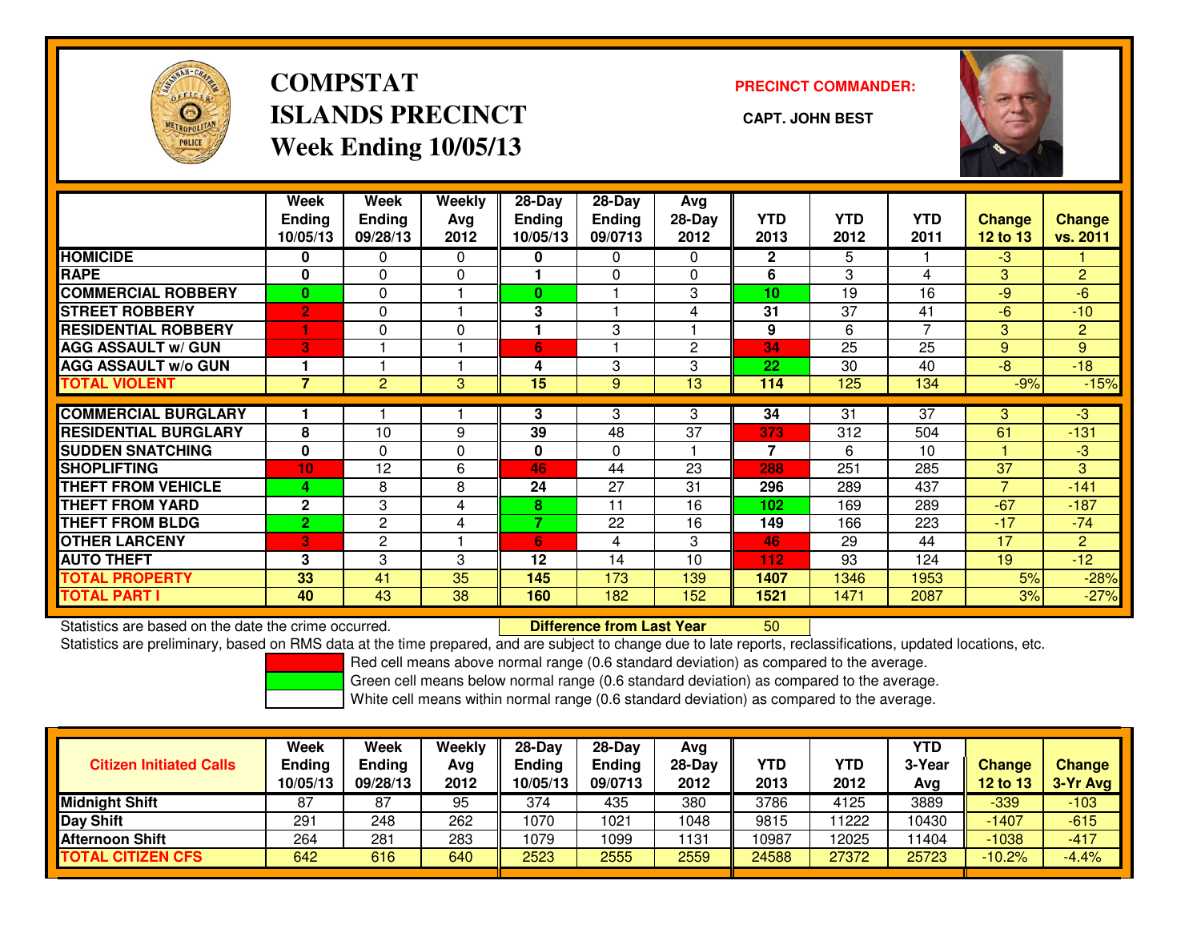# COMPSTAT
# ISLANDS PRECINCT
# Week Ending 10/05/13

**PRECINCT COMMANDER:**

**CAPT. JOHN BEST**

| | Week Ending 10/05/13 | Week Ending 09/28/13 | Weekly Avg 2012 | 28-Day Ending 10/05/13 | 28-Day Ending 09/0713 | Avg 28-Day 2012 | YTD 2013 | YTD 2012 | YTD 2011 | Change 12 to 13 | Change vs. 2011 |
|---|---|---|---|---|---|---|---|---|---|---|---|
| HOMICIDE | 0 | 0 | 0 | 0 | 0 | 0 | 2 | 5 | 1 | -3 | 1 |
| RAPE | 0 | 0 | 0 | 1 | 0 | 0 | 6 | 3 | 4 | 3 | 2 |
| COMMERCIAL ROBBERY | 0 | 0 | 1 | 0 | 1 | 3 | 10 | 19 | 16 | -9 | -6 |
| STREET ROBBERY | 2 | 0 | 1 | 3 | 1 | 4 | 31 | 37 | 41 | -6 | -10 |
| RESIDENTIAL ROBBERY | 1 | 0 | 0 | 1 | 3 | 1 | 9 | 6 | 7 | 3 | 2 |
| AGG ASSAULT w/ GUN | 3 | 1 | 1 | 6 | 1 | 2 | 34 | 25 | 25 | 9 | 9 |
| AGG ASSAULT w/o GUN | 1 | 1 | 1 | 4 | 3 | 3 | 22 | 30 | 40 | -8 | -18 |
| TOTAL VIOLENT | 7 | 2 | 3 | 15 | 9 | 13 | 114 | 125 | 134 | -9% | -15% |
| COMMERCIAL BURGLARY | 1 | 1 | 1 | 3 | 3 | 3 | 34 | 31 | 37 | 3 | -3 |
| RESIDENTIAL BURGLARY | 8 | 10 | 9 | 39 | 48 | 37 | 373 | 312 | 504 | 61 | -131 |
| SUDDEN SNATCHING | 0 | 0 | 0 | 0 | 0 | 1 | 7 | 6 | 10 | 1 | -3 |
| SHOPLIFTING | 10 | 12 | 6 | 46 | 44 | 23 | 288 | 251 | 285 | 37 | 3 |
| THEFT FROM VEHICLE | 4 | 8 | 8 | 24 | 27 | 31 | 296 | 289 | 437 | 7 | -141 |
| THEFT FROM YARD | 2 | 3 | 4 | 8 | 11 | 16 | 102 | 169 | 289 | -67 | -187 |
| THEFT FROM BLDG | 2 | 2 | 4 | 7 | 22 | 16 | 149 | 166 | 223 | -17 | -74 |
| OTHER LARCENY | 3 | 2 | 1 | 6 | 4 | 3 | 46 | 29 | 44 | 17 | 2 |
| AUTO THEFT | 3 | 3 | 3 | 12 | 14 | 10 | 112 | 93 | 124 | 19 | -12 |
| TOTAL PROPERTY | 33 | 41 | 35 | 145 | 173 | 139 | 1407 | 1346 | 1953 | 5% | -28% |
| TOTAL PART I | 40 | 43 | 38 | 160 | 182 | 152 | 1521 | 1471 | 2087 | 3% | -27% |

Statistics are based on the date the crime occurred. **Difference from Last Year** 50

Statistics are preliminary, based on RMS data at the time prepared, and are subject to change due to late reports, reclassifications, updated locations, etc.

Red cell means above normal range (0.6 standard deviation) as compared to the average.

Green cell means below normal range (0.6 standard deviation) as compared to the average.

White cell means within normal range (0.6 standard deviation) as compared to the average.

| Citizen Initiated Calls | Week Ending 10/05/13 | Week Ending 09/28/13 | Weekly Avg 2012 | 28-Day Ending 10/05/13 | 28-Day Ending 09/0713 | Avg 28-Day 2012 | YTD 2013 | YTD 2012 | YTD 3-Year Avg | Change 12 to 13 | Change 3-Yr Avg |
|---|---|---|---|---|---|---|---|---|---|---|---|
| Midnight Shift | 87 | 87 | 95 | 374 | 435 | 380 | 3786 | 4125 | 3889 | -339 | -103 |
| Day Shift | 291 | 248 | 262 | 1070 | 1021 | 1048 | 9815 | 11222 | 10430 | -1407 | -615 |
| Afternoon Shift | 264 | 281 | 283 | 1079 | 1099 | 1131 | 10987 | 12025 | 11404 | -1038 | -417 |
| TOTAL CITIZEN CFS | 642 | 616 | 640 | 2523 | 2555 | 2559 | 24588 | 27372 | 25723 | -10.2% | -4.4% |